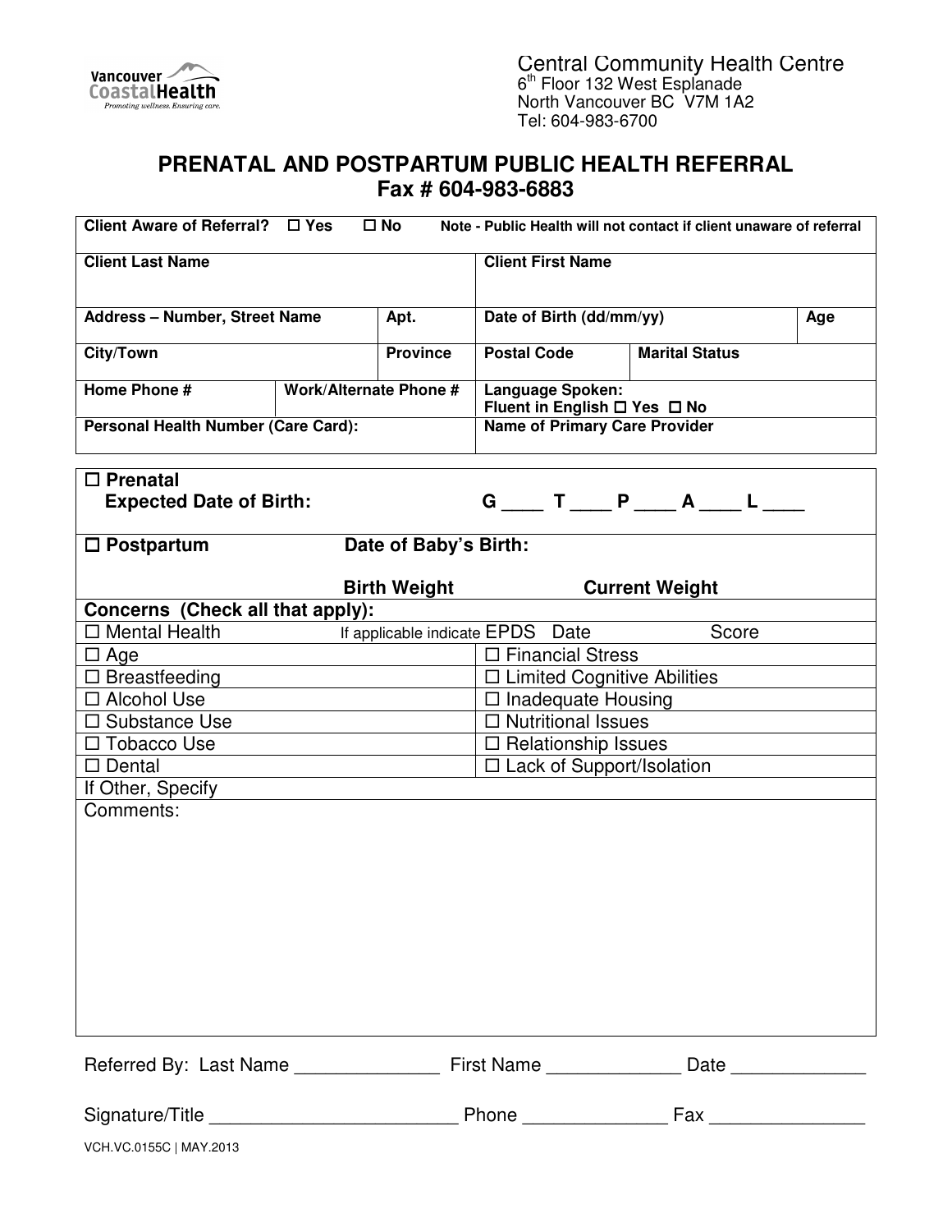Vancouver CoastalHealth
Promoting wellness. Ensuring care.

Central Community Health Centre
6th Floor 132 West Esplanade
North Vancouver BC V7M 1A2
Tel: 604-983-6700

# PRENATAL AND POSTPARTUM PUBLIC HEALTH REFERRAL
## Fax # 604-983-6883

| | | | | |
|---|---|---|---|---|
| **Client Aware of Referral?** ☐ **Yes** ☐ **No** | | **Note - Public Health will not contact if client unaware of referral** | | |
| **Client Last Name** | | **Client First Name** | | |
| **Address – Number, Street Name** | **Apt.** | **Date of Birth (dd/mm/yy)** | | **Age** |
| **City/Town** | **Province** | **Postal Code** | **Marital Status** | |
| **Home Phone #** | **Work/Alternate Phone #** | **Language Spoken:** Fluent in English ☐ Yes ☐ No | | |
| **Personal Health Number (Care Card):** | | **Name of Primary Care Provider** | | |

☐ **Prenatal**
**Expected Date of Birth:** **G \_\_\_\_ T \_\_\_\_ P \_\_\_\_ A \_\_\_\_ L \_\_\_\_**

☐ **Postpartum** **Date of Baby's Birth:**

**Birth Weight** **Current Weight**

**Concerns (Check all that apply):**

| | |
|---|---|
| ☐ Mental Health | If applicable indicate EPDS Date Score |
| ☐ Age | ☐ Financial Stress |
| ☐ Breastfeeding | ☐ Limited Cognitive Abilities |
| ☐ Alcohol Use | ☐ Inadequate Housing |
| ☐ Substance Use | ☐ Nutritional Issues |
| ☐ Tobacco Use | ☐ Relationship Issues |
| ☐ Dental | ☐ Lack of Support/Isolation |

If Other, Specify

Comments:

Referred By: Last Name \_\_\_\_\_\_\_\_\_\_\_\_\_\_ First Name \_\_\_\_\_\_\_\_\_\_\_\_\_ Date \_\_\_\_\_\_\_\_\_\_\_\_\_

Signature/Title \_\_\_\_\_\_\_\_\_\_\_\_\_\_\_\_\_\_\_\_\_\_\_\_\_ Phone \_\_\_\_\_\_\_\_\_\_\_\_\_\_ Fax \_\_\_\_\_\_\_\_\_\_\_\_\_\_\_

VCH.VC.0155C | MAY.2013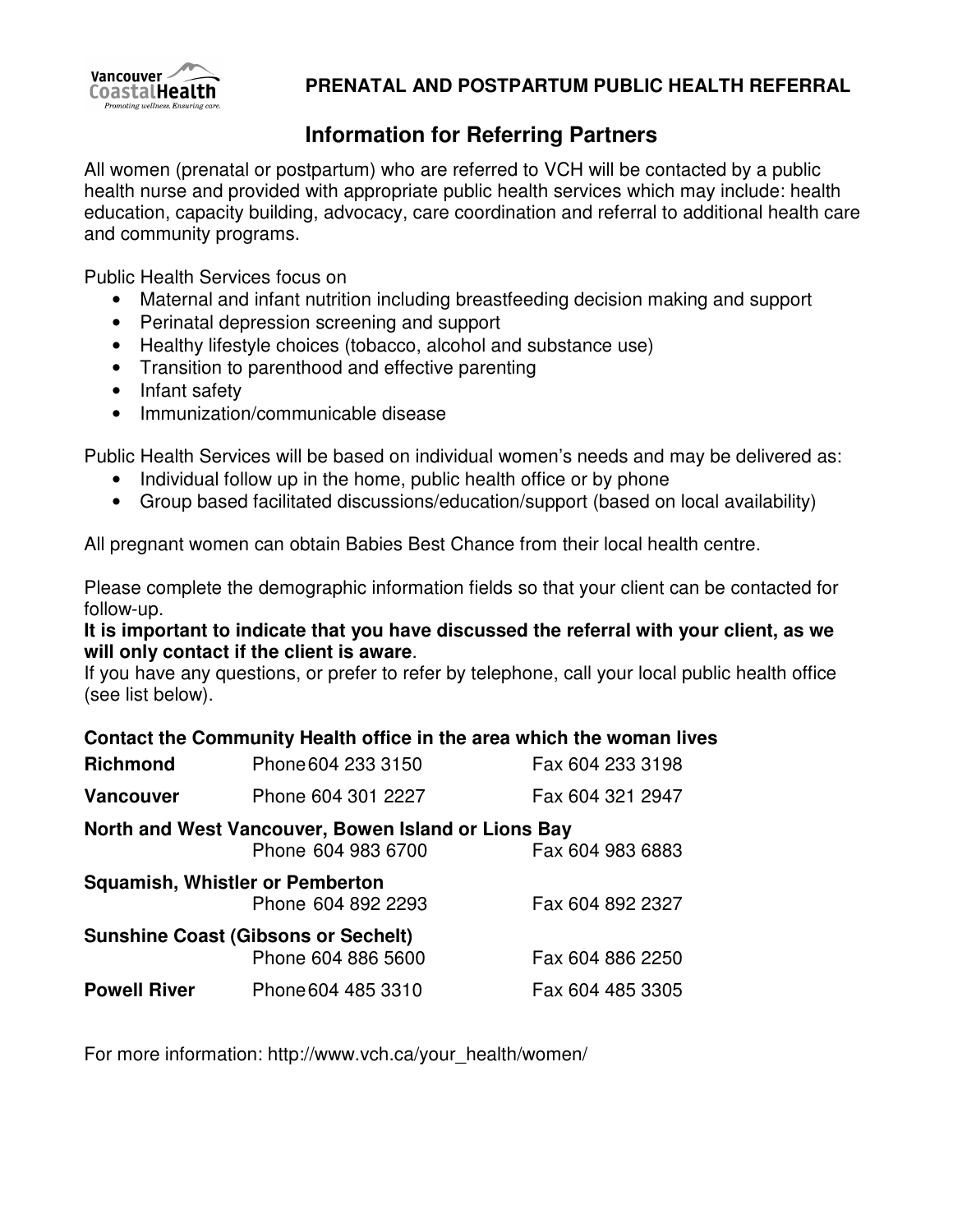**PRENATAL AND POSTPARTUM PUBLIC HEALTH REFERRAL**

## Information for Referring Partners

All women (prenatal or postpartum) who are referred to VCH will be contacted by a public health nurse and provided with appropriate public health services which may include: health education, capacity building, advocacy, care coordination and referral to additional health care and community programs.

Public Health Services focus on

- Maternal and infant nutrition including breastfeeding decision making and support
- Perinatal depression screening and support
- Healthy lifestyle choices (tobacco, alcohol and substance use)
- Transition to parenthood and effective parenting
- Infant safety
- Immunization/communicable disease

Public Health Services will be based on individual women's needs and may be delivered as:

- Individual follow up in the home, public health office or by phone
- Group based facilitated discussions/education/support (based on local availability)

All pregnant women can obtain Babies Best Chance from their local health centre.

Please complete the demographic information fields so that your client can be contacted for follow-up.

**It is important to indicate that you have discussed the referral with your client, as we will only contact if the client is aware**.

If you have any questions, or prefer to refer by telephone, call your local public health office (see list below).

**Contact the Community Health office in the area which the woman lives**

| | | |
|---|---|---|
| **Richmond** | Phone 604 233 3150 | Fax 604 233 3198 |
| **Vancouver** | Phone 604 301 2227 | Fax 604 321 2947 |
| **North and West Vancouver, Bowen Island or Lions Bay** | Phone 604 983 6700 | Fax 604 983 6883 |
| **Squamish, Whistler or Pemberton** | Phone 604 892 2293 | Fax 604 892 2327 |
| **Sunshine Coast (Gibsons or Sechelt)** | Phone 604 886 5600 | Fax 604 886 2250 |
| **Powell River** | Phone 604 485 3310 | Fax 604 485 3305 |

For more information: http://www.vch.ca/your_health/women/